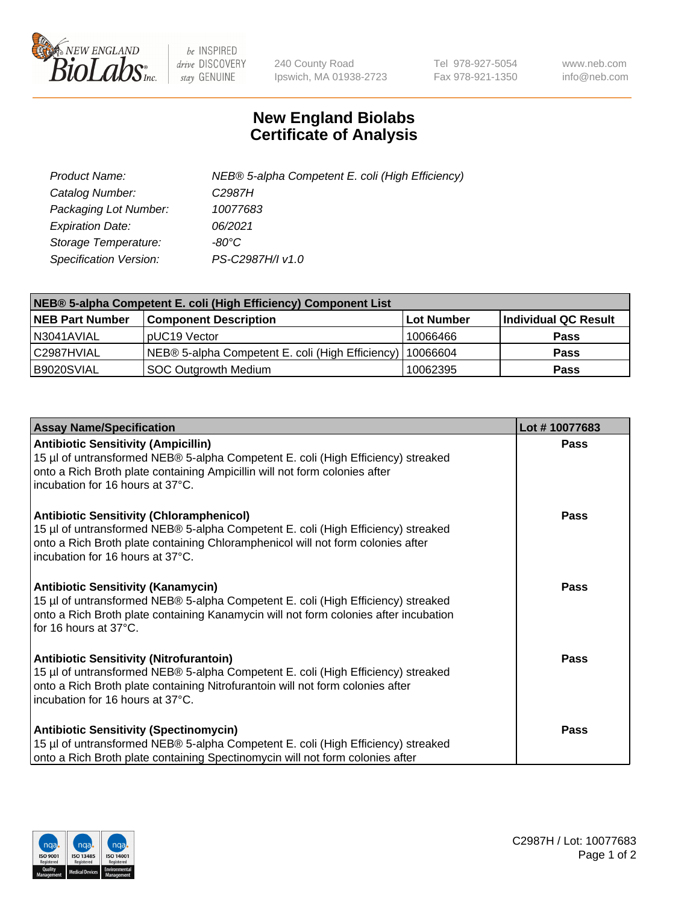# New England Biolabs
# Certificate of Analysis

| | |
|---|---|
| *Product Name:* | *NEB® 5-alpha Competent E. coli (High Efficiency)* |
| *Catalog Number:* | *C2987H* |
| *Packaging Lot Number:* | *10077683* |
| *Expiration Date:* | *06/2021* |
| *Storage Temperature:* | *-80°C* |
| *Specification Version:* | *PS-C2987H/I v1.0* |

| NEB® 5-alpha Competent E. coli (High Efficiency) Component List | | | |
|---|---|---|---|
| **NEB Part Number** | **Component Description** | **Lot Number** | **Individual QC Result** |
| N3041AVIAL | pUC19 Vector | 10066466 | **Pass** |
| C2987HVIAL | NEB® 5-alpha Competent E. coli (High Efficiency) | 10066604 | **Pass** |
| B9020SVIAL | SOC Outgrowth Medium | 10062395 | **Pass** |

| Assay Name/Specification | Lot # 10077683 |
|---|---|
| **Antibiotic Sensitivity (Ampicillin)**<br>15 µl of untransformed NEB® 5-alpha Competent E. coli (High Efficiency) streaked onto a Rich Broth plate containing Ampicillin will not form colonies after incubation for 16 hours at 37°C. | **Pass** |
| **Antibiotic Sensitivity (Chloramphenicol)**<br>15 µl of untransformed NEB® 5-alpha Competent E. coli (High Efficiency) streaked onto a Rich Broth plate containing Chloramphenicol will not form colonies after incubation for 16 hours at 37°C. | **Pass** |
| **Antibiotic Sensitivity (Kanamycin)**<br>15 µl of untransformed NEB® 5-alpha Competent E. coli (High Efficiency) streaked onto a Rich Broth plate containing Kanamycin will not form colonies after incubation for 16 hours at 37°C. | **Pass** |
| **Antibiotic Sensitivity (Nitrofurantoin)**<br>15 µl of untransformed NEB® 5-alpha Competent E. coli (High Efficiency) streaked onto a Rich Broth plate containing Nitrofurantoin will not form colonies after incubation for 16 hours at 37°C. | **Pass** |
| **Antibiotic Sensitivity (Spectinomycin)**<br>15 µl of untransformed NEB® 5-alpha Competent E. coli (High Efficiency) streaked onto a Rich Broth plate containing Spectinomycin will not form colonies after | **Pass** |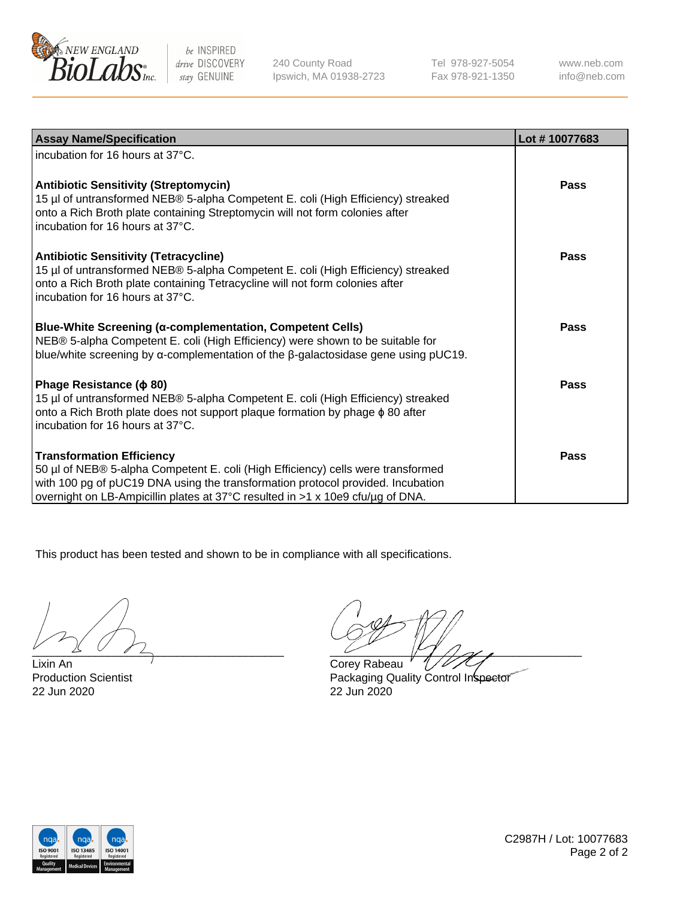| Assay Name/Specification | Lot # 10077683 |
|---|---|
| incubation for 16 hours at 37°C. | |
| **Antibiotic Sensitivity (Streptomycin)**<br>15 µl of untransformed NEB® 5-alpha Competent E. coli (High Efficiency) streaked onto a Rich Broth plate containing Streptomycin will not form colonies after incubation for 16 hours at 37°C. | **Pass** |
| **Antibiotic Sensitivity (Tetracycline)**<br>15 µl of untransformed NEB® 5-alpha Competent E. coli (High Efficiency) streaked onto a Rich Broth plate containing Tetracycline will not form colonies after incubation for 16 hours at 37°C. | **Pass** |
| **Blue-White Screening (α-complementation, Competent Cells)**<br>NEB® 5-alpha Competent E. coli (High Efficiency) were shown to be suitable for blue/white screening by α-complementation of the β-galactosidase gene using pUC19. | **Pass** |
| **Phage Resistance (ϕ 80)**<br>15 µl of untransformed NEB® 5-alpha Competent E. coli (High Efficiency) streaked onto a Rich Broth plate does not support plaque formation by phage ϕ 80 after incubation for 16 hours at 37°C. | **Pass** |
| **Transformation Efficiency**<br>50 µl of NEB® 5-alpha Competent E. coli (High Efficiency) cells were transformed with 100 pg of pUC19 DNA using the transformation protocol provided. Incubation overnight on LB-Ampicillin plates at 37°C resulted in >1 x 10e9 cfu/µg of DNA. | **Pass** |

This product has been tested and shown to be in compliance with all specifications.

Lixin An
Production Scientist
22 Jun 2020

Corey Rabeau
Packaging Quality Control Inspector
22 Jun 2020

C2987H / Lot: 10077683